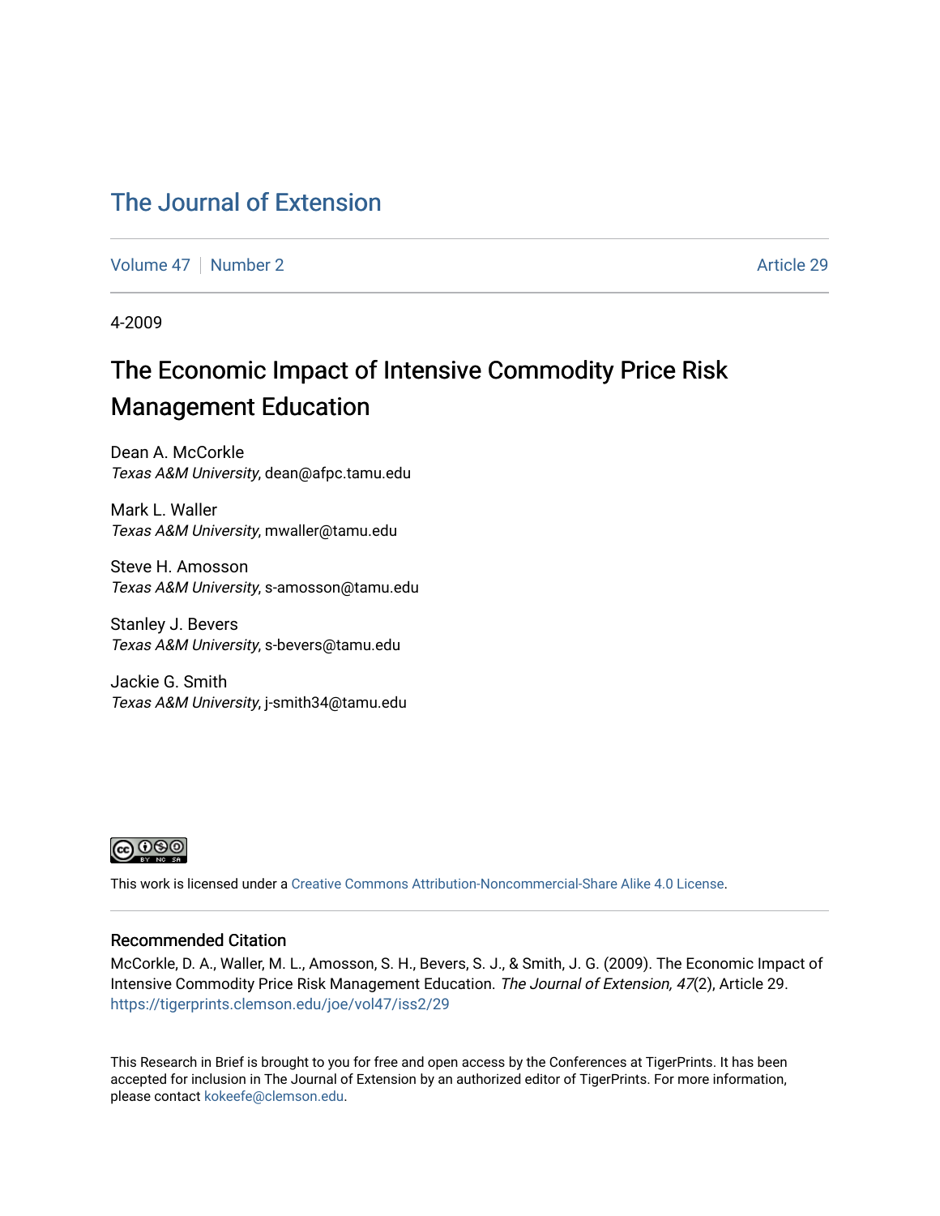# The Journal of Extension

Volume 47 | Number 2 | Article 29

4-2009

## The Economic Impact of Intensive Commodity Price Risk Management Education

Dean A. McCorkle
*Texas A&M University*, dean@afpc.tamu.edu

Mark L. Waller
*Texas A&M University*, mwaller@tamu.edu

Steve H. Amosson
*Texas A&M University*, s-amosson@tamu.edu

Stanley J. Bevers
*Texas A&M University*, s-bevers@tamu.edu

Jackie G. Smith
*Texas A&M University*, j-smith34@tamu.edu

This work is licensed under a Creative Commons Attribution-Noncommercial-Share Alike 4.0 License.

### Recommended Citation

McCorkle, D. A., Waller, M. L., Amosson, S. H., Bevers, S. J., & Smith, J. G. (2009). The Economic Impact of Intensive Commodity Price Risk Management Education. *The Journal of Extension, 47*(2), Article 29. https://tigerprints.clemson.edu/joe/vol47/iss2/29

This Research in Brief is brought to you for free and open access by the Conferences at TigerPrints. It has been accepted for inclusion in The Journal of Extension by an authorized editor of TigerPrints. For more information, please contact kokeefe@clemson.edu.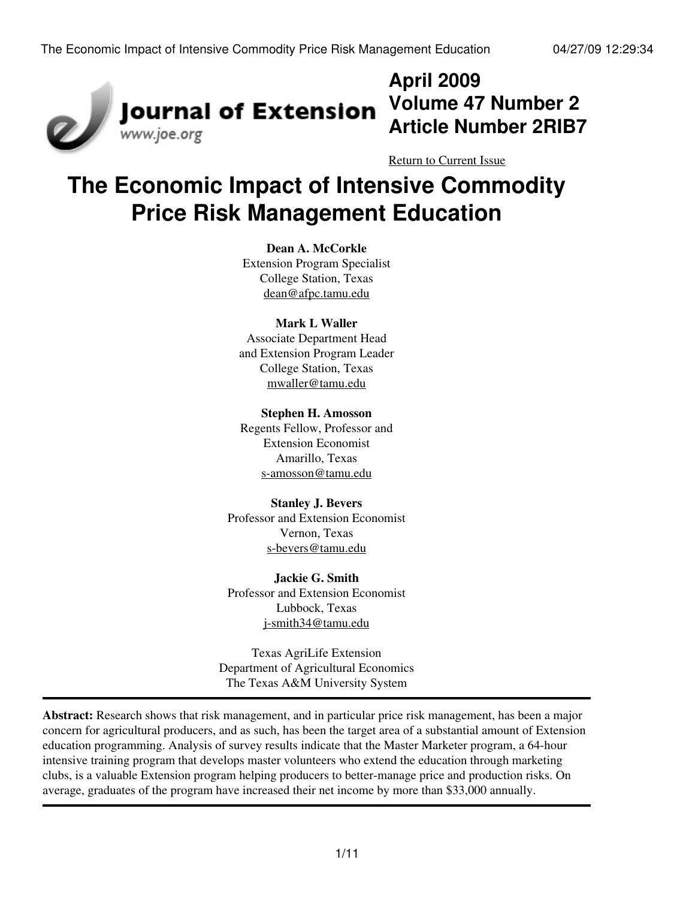# The Economic Impact of Intensive Commodity Price Risk Management Education

**Dean A. McCorkle**
Extension Program Specialist
College Station, Texas
dean@afpc.tamu.edu

**Mark L Waller**
Associate Department Head
and Extension Program Leader
College Station, Texas
mwaller@tamu.edu

**Stephen H. Amosson**
Regents Fellow, Professor and
Extension Economist
Amarillo, Texas
s-amosson@tamu.edu

**Stanley J. Bevers**
Professor and Extension Economist
Vernon, Texas
s-bevers@tamu.edu

**Jackie G. Smith**
Professor and Extension Economist
Lubbock, Texas
j-smith34@tamu.edu

Texas AgriLife Extension
Department of Agricultural Economics
The Texas A&M University System

---

**Abstract:** Research shows that risk management, and in particular price risk management, has been a major concern for agricultural producers, and as such, has been the target area of a substantial amount of Extension education programming. Analysis of survey results indicate that the Master Marketer program, a 64-hour intensive training program that develops master volunteers who extend the education through marketing clubs, is a valuable Extension program helping producers to better-manage price and production risks. On average, graduates of the program have increased their net income by more than $33,000 annually.

---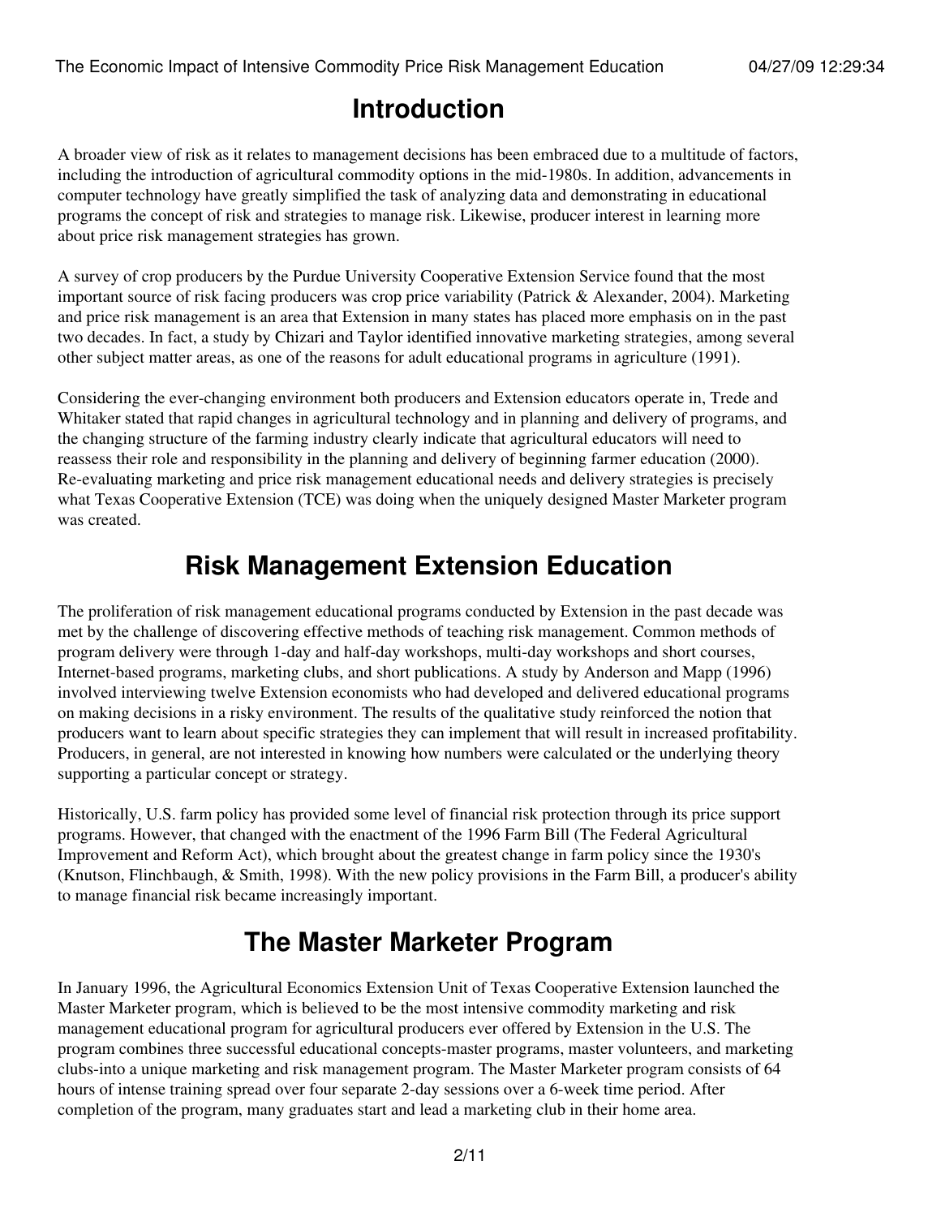## Introduction

A broader view of risk as it relates to management decisions has been embraced due to a multitude of factors, including the introduction of agricultural commodity options in the mid-1980s. In addition, advancements in computer technology have greatly simplified the task of analyzing data and demonstrating in educational programs the concept of risk and strategies to manage risk. Likewise, producer interest in learning more about price risk management strategies has grown.

A survey of crop producers by the Purdue University Cooperative Extension Service found that the most important source of risk facing producers was crop price variability (Patrick & Alexander, 2004). Marketing and price risk management is an area that Extension in many states has placed more emphasis on in the past two decades. In fact, a study by Chizari and Taylor identified innovative marketing strategies, among several other subject matter areas, as one of the reasons for adult educational programs in agriculture (1991).

Considering the ever-changing environment both producers and Extension educators operate in, Trede and Whitaker stated that rapid changes in agricultural technology and in planning and delivery of programs, and the changing structure of the farming industry clearly indicate that agricultural educators will need to reassess their role and responsibility in the planning and delivery of beginning farmer education (2000). Re-evaluating marketing and price risk management educational needs and delivery strategies is precisely what Texas Cooperative Extension (TCE) was doing when the uniquely designed Master Marketer program was created.

## Risk Management Extension Education

The proliferation of risk management educational programs conducted by Extension in the past decade was met by the challenge of discovering effective methods of teaching risk management. Common methods of program delivery were through 1-day and half-day workshops, multi-day workshops and short courses, Internet-based programs, marketing clubs, and short publications. A study by Anderson and Mapp (1996) involved interviewing twelve Extension economists who had developed and delivered educational programs on making decisions in a risky environment. The results of the qualitative study reinforced the notion that producers want to learn about specific strategies they can implement that will result in increased profitability. Producers, in general, are not interested in knowing how numbers were calculated or the underlying theory supporting a particular concept or strategy.

Historically, U.S. farm policy has provided some level of financial risk protection through its price support programs. However, that changed with the enactment of the 1996 Farm Bill (The Federal Agricultural Improvement and Reform Act), which brought about the greatest change in farm policy since the 1930's (Knutson, Flinchbaugh, & Smith, 1998). With the new policy provisions in the Farm Bill, a producer's ability to manage financial risk became increasingly important.

## The Master Marketer Program

In January 1996, the Agricultural Economics Extension Unit of Texas Cooperative Extension launched the Master Marketer program, which is believed to be the most intensive commodity marketing and risk management educational program for agricultural producers ever offered by Extension in the U.S. The program combines three successful educational concepts-master programs, master volunteers, and marketing clubs-into a unique marketing and risk management program. The Master Marketer program consists of 64 hours of intense training spread over four separate 2-day sessions over a 6-week time period. After completion of the program, many graduates start and lead a marketing club in their home area.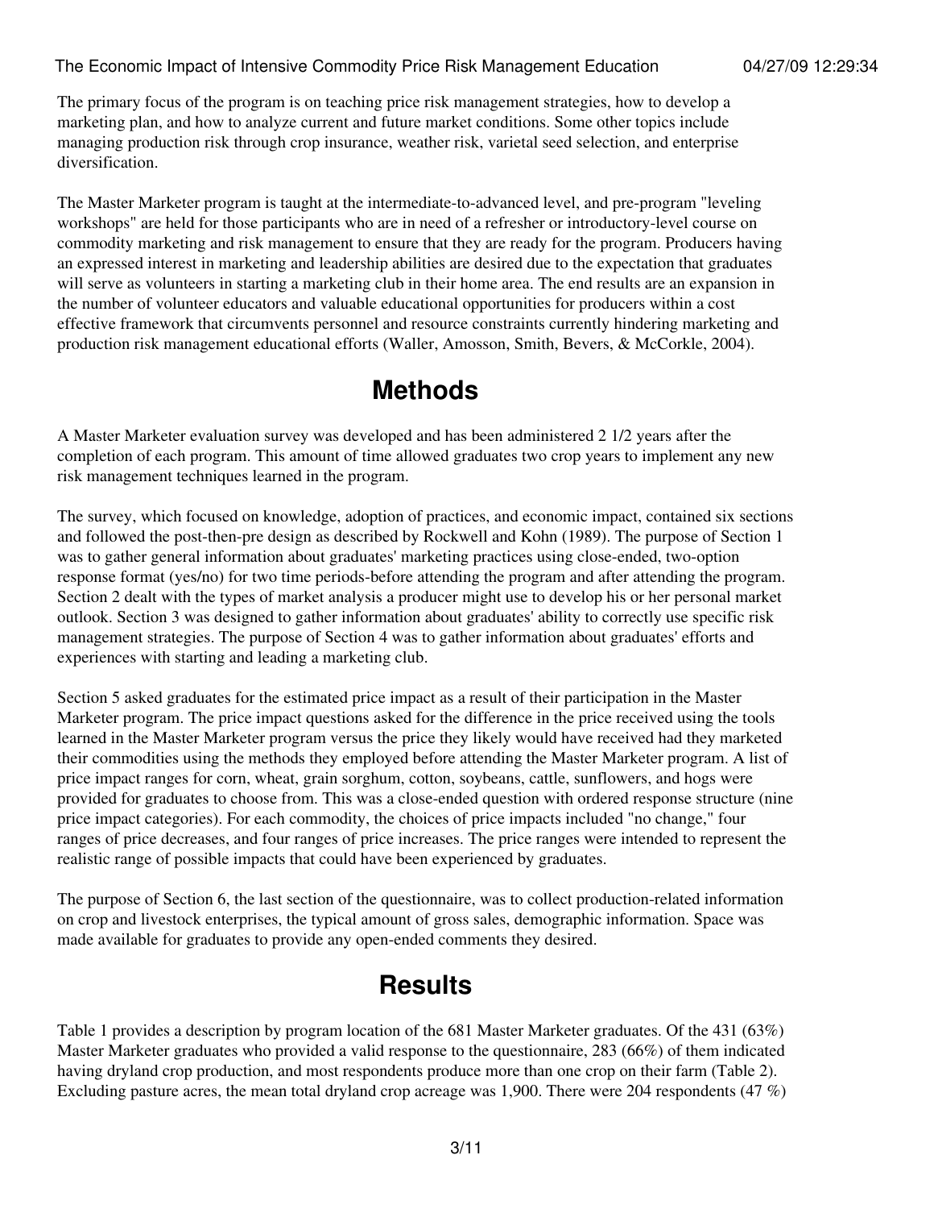The primary focus of the program is on teaching price risk management strategies, how to develop a marketing plan, and how to analyze current and future market conditions. Some other topics include managing production risk through crop insurance, weather risk, varietal seed selection, and enterprise diversification.

The Master Marketer program is taught at the intermediate-to-advanced level, and pre-program "leveling workshops" are held for those participants who are in need of a refresher or introductory-level course on commodity marketing and risk management to ensure that they are ready for the program. Producers having an expressed interest in marketing and leadership abilities are desired due to the expectation that graduates will serve as volunteers in starting a marketing club in their home area. The end results are an expansion in the number of volunteer educators and valuable educational opportunities for producers within a cost effective framework that circumvents personnel and resource constraints currently hindering marketing and production risk management educational efforts (Waller, Amosson, Smith, Bevers, & McCorkle, 2004).

# Methods

A Master Marketer evaluation survey was developed and has been administered 2 1/2 years after the completion of each program. This amount of time allowed graduates two crop years to implement any new risk management techniques learned in the program.

The survey, which focused on knowledge, adoption of practices, and economic impact, contained six sections and followed the post-then-pre design as described by Rockwell and Kohn (1989). The purpose of Section 1 was to gather general information about graduates' marketing practices using close-ended, two-option response format (yes/no) for two time periods-before attending the program and after attending the program. Section 2 dealt with the types of market analysis a producer might use to develop his or her personal market outlook. Section 3 was designed to gather information about graduates' ability to correctly use specific risk management strategies. The purpose of Section 4 was to gather information about graduates' efforts and experiences with starting and leading a marketing club.

Section 5 asked graduates for the estimated price impact as a result of their participation in the Master Marketer program. The price impact questions asked for the difference in the price received using the tools learned in the Master Marketer program versus the price they likely would have received had they marketed their commodities using the methods they employed before attending the Master Marketer program. A list of price impact ranges for corn, wheat, grain sorghum, cotton, soybeans, cattle, sunflowers, and hogs were provided for graduates to choose from. This was a close-ended question with ordered response structure (nine price impact categories). For each commodity, the choices of price impacts included "no change," four ranges of price decreases, and four ranges of price increases. The price ranges were intended to represent the realistic range of possible impacts that could have been experienced by graduates.

The purpose of Section 6, the last section of the questionnaire, was to collect production-related information on crop and livestock enterprises, the typical amount of gross sales, demographic information. Space was made available for graduates to provide any open-ended comments they desired.

# Results

Table 1 provides a description by program location of the 681 Master Marketer graduates. Of the 431 (63%) Master Marketer graduates who provided a valid response to the questionnaire, 283 (66%) of them indicated having dryland crop production, and most respondents produce more than one crop on their farm (Table 2). Excluding pasture acres, the mean total dryland crop acreage was 1,900. There were 204 respondents (47 %)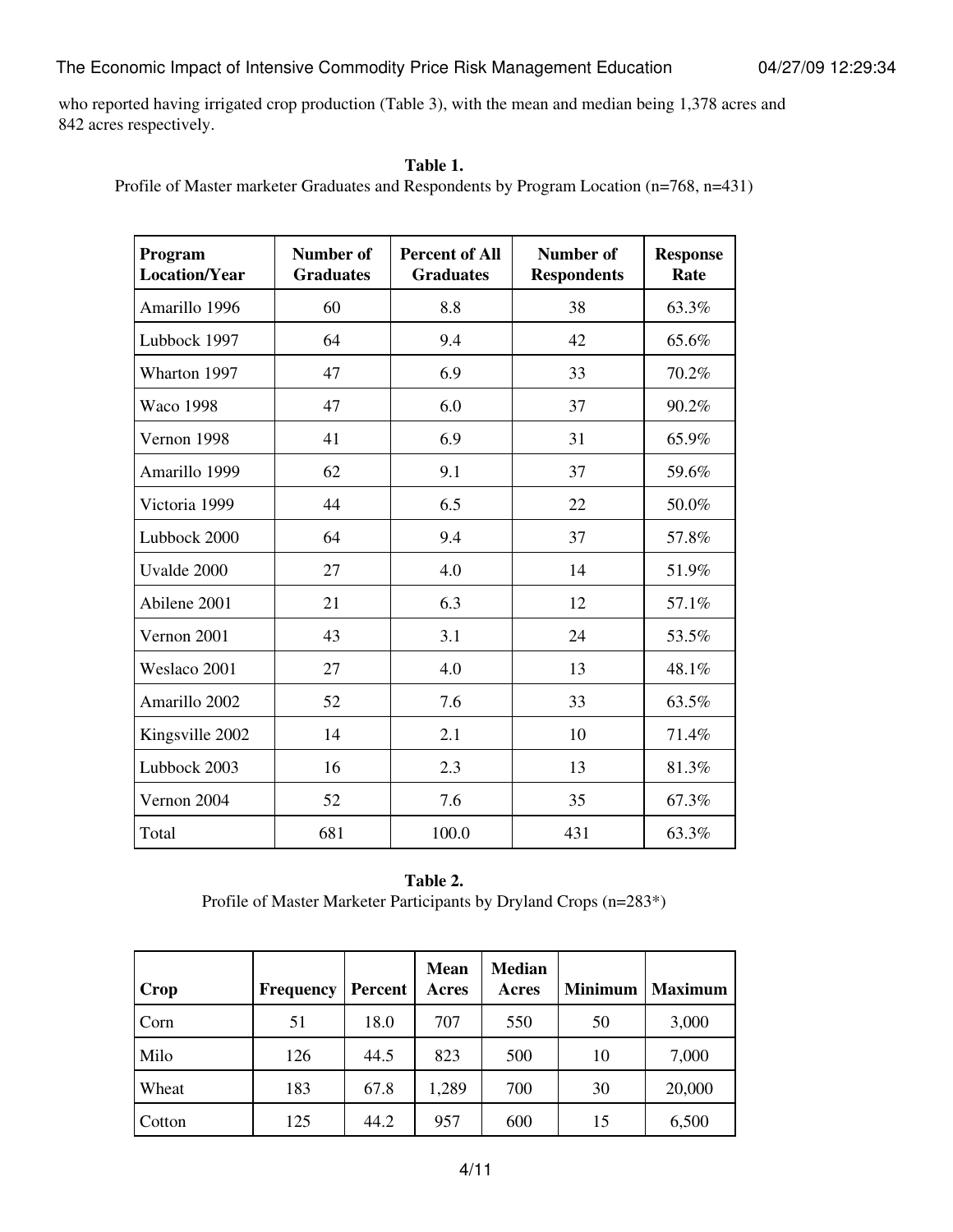who reported having irrigated crop production (Table 3), with the mean and median being 1,378 acres and 842 acres respectively.

**Table 1.**
Profile of Master marketer Graduates and Respondents by Program Location (n=768, n=431)

| Program Location/Year | Number of Graduates | Percent of All Graduates | Number of Respondents | Response Rate |
|---|---|---|---|---|
| Amarillo 1996 | 60 | 8.8 | 38 | 63.3% |
| Lubbock 1997 | 64 | 9.4 | 42 | 65.6% |
| Wharton 1997 | 47 | 6.9 | 33 | 70.2% |
| Waco 1998 | 47 | 6.0 | 37 | 90.2% |
| Vernon 1998 | 41 | 6.9 | 31 | 65.9% |
| Amarillo 1999 | 62 | 9.1 | 37 | 59.6% |
| Victoria 1999 | 44 | 6.5 | 22 | 50.0% |
| Lubbock 2000 | 64 | 9.4 | 37 | 57.8% |
| Uvalde 2000 | 27 | 4.0 | 14 | 51.9% |
| Abilene 2001 | 21 | 6.3 | 12 | 57.1% |
| Vernon 2001 | 43 | 3.1 | 24 | 53.5% |
| Weslaco 2001 | 27 | 4.0 | 13 | 48.1% |
| Amarillo 2002 | 52 | 7.6 | 33 | 63.5% |
| Kingsville 2002 | 14 | 2.1 | 10 | 71.4% |
| Lubbock 2003 | 16 | 2.3 | 13 | 81.3% |
| Vernon 2004 | 52 | 7.6 | 35 | 67.3% |
| Total | 681 | 100.0 | 431 | 63.3% |

**Table 2.**
Profile of Master Marketer Participants by Dryland Crops (n=283*)

| Crop | Frequency | Percent | Mean Acres | Median Acres | Minimum | Maximum |
|---|---|---|---|---|---|---|
| Corn | 51 | 18.0 | 707 | 550 | 50 | 3,000 |
| Milo | 126 | 44.5 | 823 | 500 | 10 | 7,000 |
| Wheat | 183 | 67.8 | 1,289 | 700 | 30 | 20,000 |
| Cotton | 125 | 44.2 | 957 | 600 | 15 | 6,500 |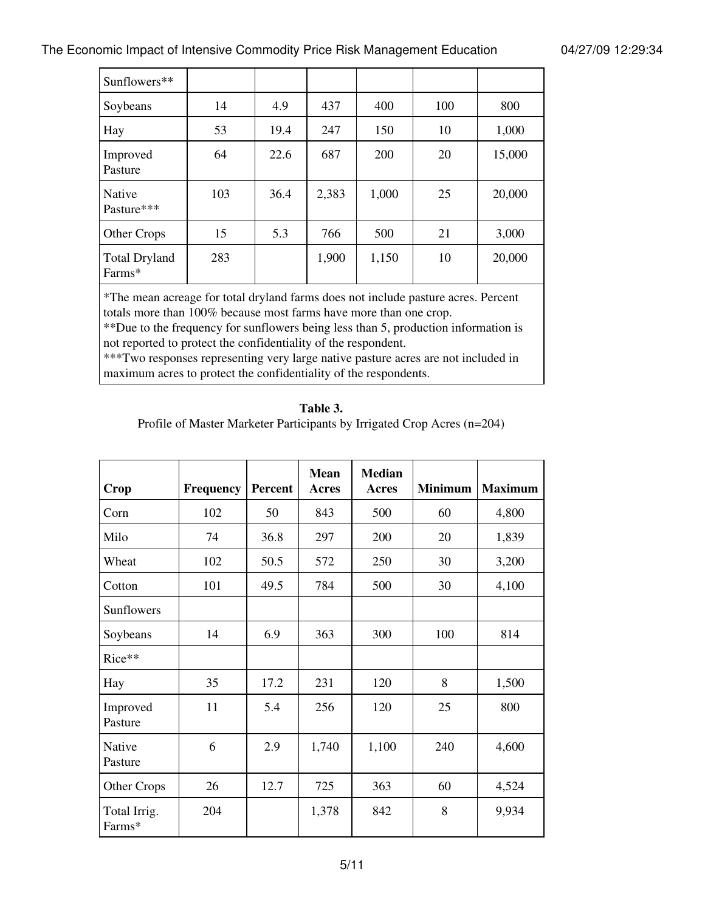| Sunflowers** | | | | | | |
|---|---|---|---|---|---|---|
| Soybeans | 14 | 4.9 | 437 | 400 | 100 | 800 |
| Hay | 53 | 19.4 | 247 | 150 | 10 | 1,000 |
| Improved Pasture | 64 | 22.6 | 687 | 200 | 20 | 15,000 |
| Native Pasture*** | 103 | 36.4 | 2,383 | 1,000 | 25 | 20,000 |
| Other Crops | 15 | 5.3 | 766 | 500 | 21 | 3,000 |
| Total Dryland Farms* | 283 | | 1,900 | 1,150 | 10 | 20,000 |

*The mean acreage for total dryland farms does not include pasture acres. Percent totals more than 100% because most farms have more than one crop.
**Due to the frequency for sunflowers being less than 5, production information is not reported to protect the confidentiality of the respondent.
***Two responses representing very large native pasture acres are not included in maximum acres to protect the confidentiality of the respondents.

**Table 3.**
Profile of Master Marketer Participants by Irrigated Crop Acres (n=204)

| Crop | Frequency | Percent | Mean Acres | Median Acres | Minimum | Maximum |
|---|---|---|---|---|---|---|
| Corn | 102 | 50 | 843 | 500 | 60 | 4,800 |
| Milo | 74 | 36.8 | 297 | 200 | 20 | 1,839 |
| Wheat | 102 | 50.5 | 572 | 250 | 30 | 3,200 |
| Cotton | 101 | 49.5 | 784 | 500 | 30 | 4,100 |
| Sunflowers | | | | | | |
| Soybeans | 14 | 6.9 | 363 | 300 | 100 | 814 |
| Rice** | | | | | | |
| Hay | 35 | 17.2 | 231 | 120 | 8 | 1,500 |
| Improved Pasture | 11 | 5.4 | 256 | 120 | 25 | 800 |
| Native Pasture | 6 | 2.9 | 1,740 | 1,100 | 240 | 4,600 |
| Other Crops | 26 | 12.7 | 725 | 363 | 60 | 4,524 |
| Total Irrig. Farms* | 204 | | 1,378 | 842 | 8 | 9,934 |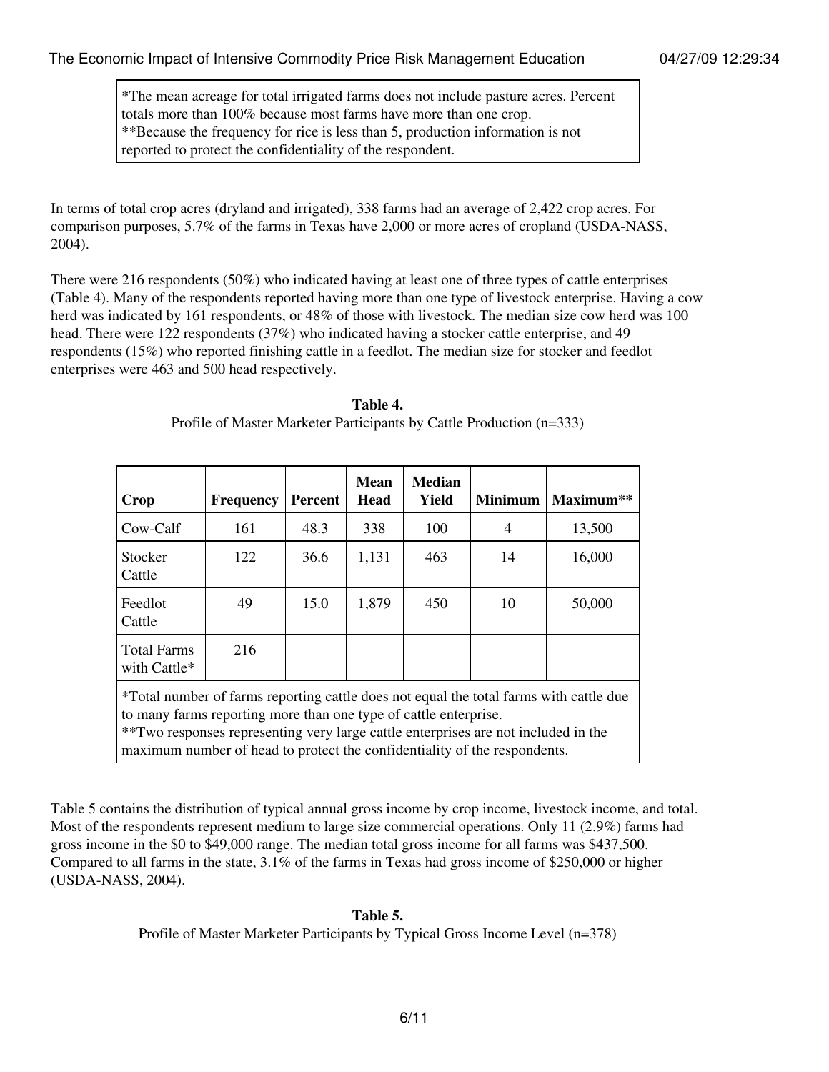*The mean acreage for total irrigated farms does not include pasture acres. Percent totals more than 100% because most farms have more than one crop.
**Because the frequency for rice is less than 5, production information is not reported to protect the confidentiality of the respondent.

In terms of total crop acres (dryland and irrigated), 338 farms had an average of 2,422 crop acres. For comparison purposes, 5.7% of the farms in Texas have 2,000 or more acres of cropland (USDA-NASS, 2004).

There were 216 respondents (50%) who indicated having at least one of three types of cattle enterprises (Table 4). Many of the respondents reported having more than one type of livestock enterprise. Having a cow herd was indicated by 161 respondents, or 48% of those with livestock. The median size cow herd was 100 head. There were 122 respondents (37%) who indicated having a stocker cattle enterprise, and 49 respondents (15%) who reported finishing cattle in a feedlot. The median size for stocker and feedlot enterprises were 463 and 500 head respectively.

**Table 4.**
Profile of Master Marketer Participants by Cattle Production (n=333)

| Crop | Frequency | Percent | Mean Head | Median Yield | Minimum | Maximum** |
|---|---|---|---|---|---|---|
| Cow-Calf | 161 | 48.3 | 338 | 100 | 4 | 13,500 |
| Stocker Cattle | 122 | 36.6 | 1,131 | 463 | 14 | 16,000 |
| Feedlot Cattle | 49 | 15.0 | 1,879 | 450 | 10 | 50,000 |
| Total Farms with Cattle* | 216 | | | | | |

*Total number of farms reporting cattle does not equal the total farms with cattle due to many farms reporting more than one type of cattle enterprise.
**Two responses representing very large cattle enterprises are not included in the maximum number of head to protect the confidentiality of the respondents.

Table 5 contains the distribution of typical annual gross income by crop income, livestock income, and total. Most of the respondents represent medium to large size commercial operations. Only 11 (2.9%) farms had gross income in the $0 to $49,000 range. The median total gross income for all farms was $437,500. Compared to all farms in the state, 3.1% of the farms in Texas had gross income of $250,000 or higher (USDA-NASS, 2004).

**Table 5.**
Profile of Master Marketer Participants by Typical Gross Income Level (n=378)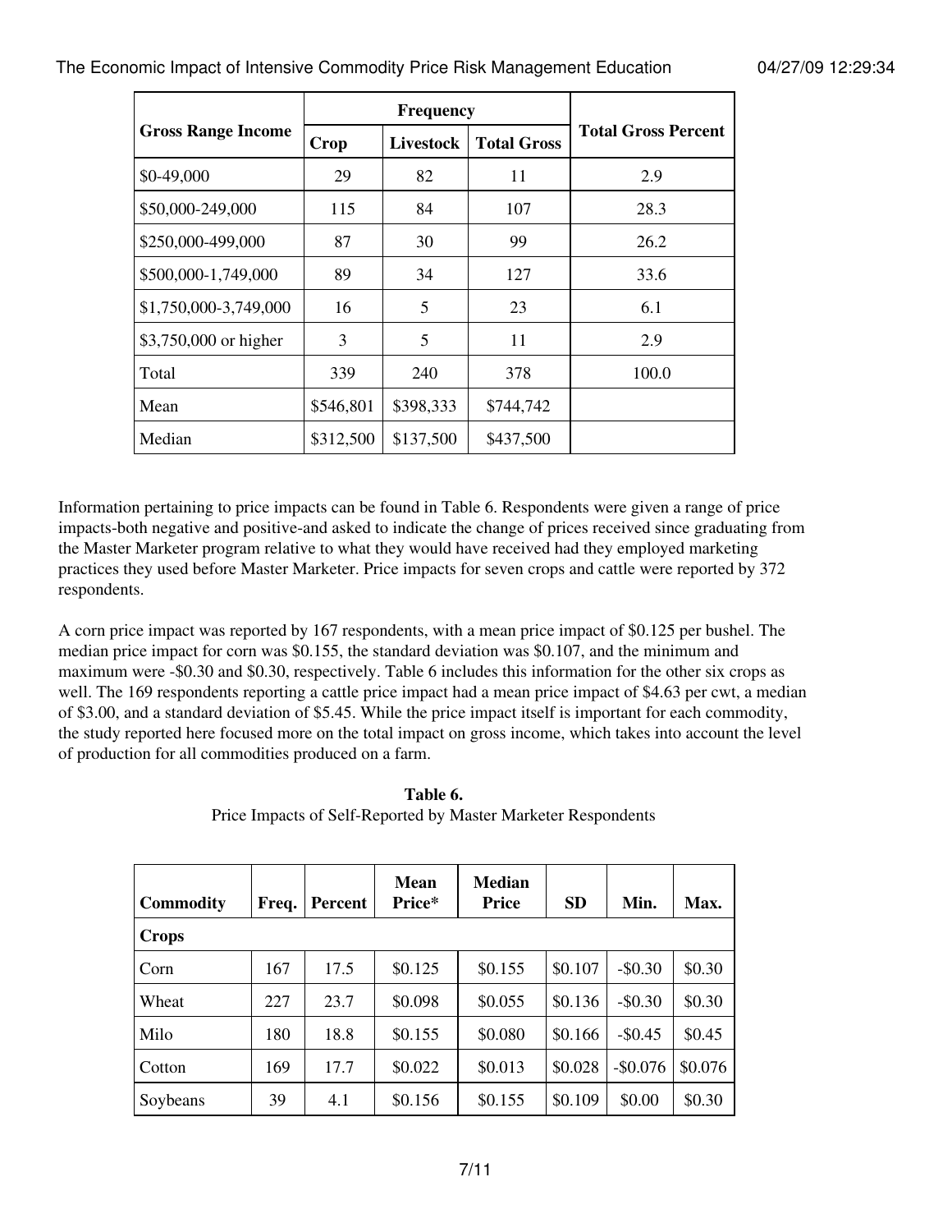| Gross Range Income | Frequency | | | Total Gross Percent |
|---|---|---|---|---|
| | Crop | Livestock | Total Gross | |
| $0-49,000 | 29 | 82 | 11 | 2.9 |
| $50,000-249,000 | 115 | 84 | 107 | 28.3 |
| $250,000-499,000 | 87 | 30 | 99 | 26.2 |
| $500,000-1,749,000 | 89 | 34 | 127 | 33.6 |
| $1,750,000-3,749,000 | 16 | 5 | 23 | 6.1 |
| $3,750,000 or higher | 3 | 5 | 11 | 2.9 |
| Total | 339 | 240 | 378 | 100.0 |
| Mean | $546,801 | $398,333 | $744,742 | |
| Median | $312,500 | $137,500 | $437,500 | |

Information pertaining to price impacts can be found in Table 6. Respondents were given a range of price impacts-both negative and positive-and asked to indicate the change of prices received since graduating from the Master Marketer program relative to what they would have received had they employed marketing practices they used before Master Marketer. Price impacts for seven crops and cattle were reported by 372 respondents.

A corn price impact was reported by 167 respondents, with a mean price impact of $0.125 per bushel. The median price impact for corn was $0.155, the standard deviation was $0.107, and the minimum and maximum were -$0.30 and $0.30, respectively. Table 6 includes this information for the other six crops as well. The 169 respondents reporting a cattle price impact had a mean price impact of $4.63 per cwt, a median of $3.00, and a standard deviation of $5.45. While the price impact itself is important for each commodity, the study reported here focused more on the total impact on gross income, which takes into account the level of production for all commodities produced on a farm.

**Table 6.**
Price Impacts of Self-Reported by Master Marketer Respondents

| Commodity | Freq. | Percent | Mean Price* | Median Price | SD | Min. | Max. |
|---|---|---|---|---|---|---|---|
| **Crops** | | | | | | | |
| Corn | 167 | 17.5 | $0.125 | $0.155 | $0.107 | -$0.30 | $0.30 |
| Wheat | 227 | 23.7 | $0.098 | $0.055 | $0.136 | -$0.30 | $0.30 |
| Milo | 180 | 18.8 | $0.155 | $0.080 | $0.166 | -$0.45 | $0.45 |
| Cotton | 169 | 17.7 | $0.022 | $0.013 | $0.028 | -$0.076 | $0.076 |
| Soybeans | 39 | 4.1 | $0.156 | $0.155 | $0.109 | $0.00 | $0.30 |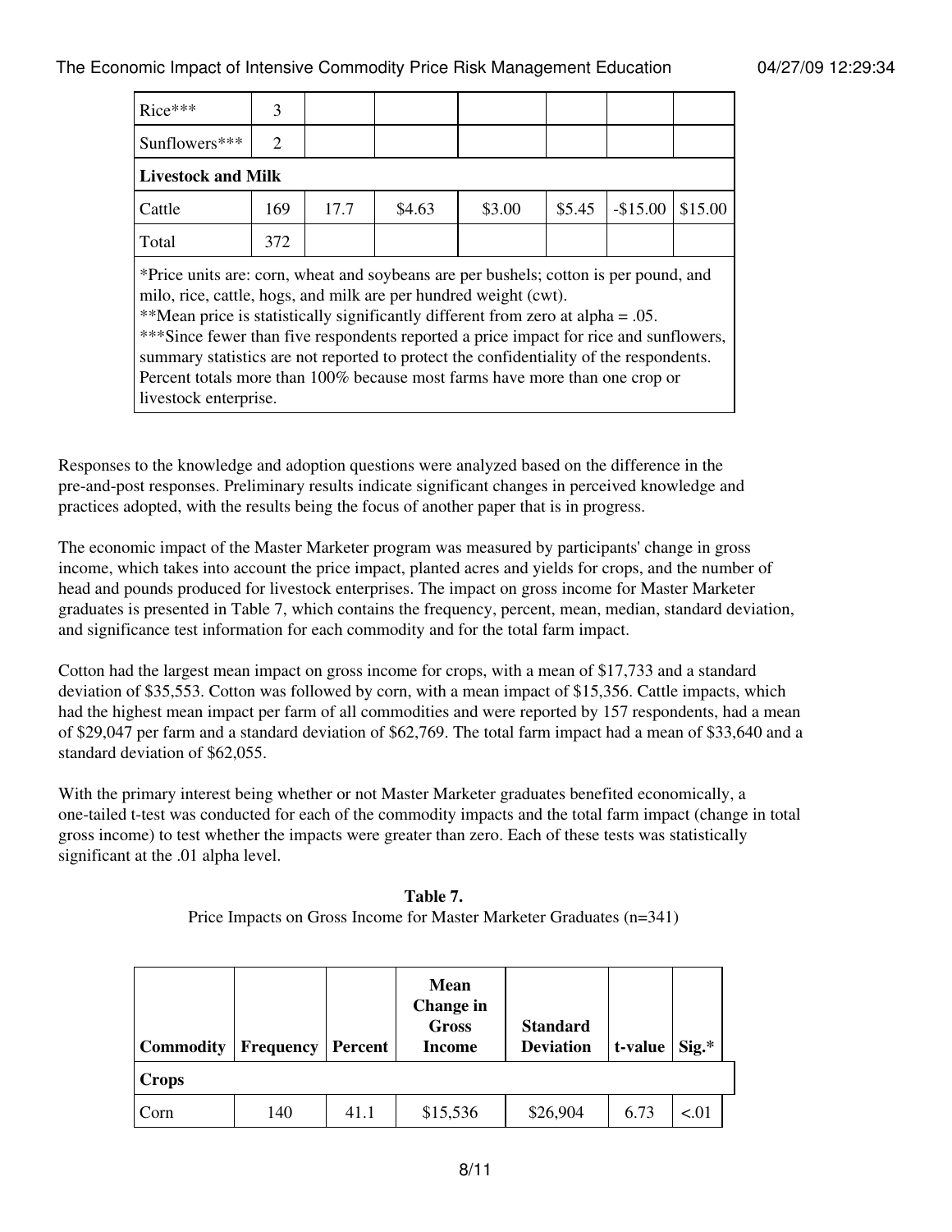| Rice*** | 3 | | | | | | |
|---|---|---|---|---|---|---|---|
| Sunflowers*** | 2 | | | | | | |
| **Livestock and Milk** | | | | | | | |
| Cattle | 169 | 17.7 | $4.63 | $3.00 | $5.45 | -$15.00 | $15.00 |
| Total | 372 | | | | | | |

*Price units are: corn, wheat and soybeans are per bushels; cotton is per pound, and milo, rice, cattle, hogs, and milk are per hundred weight (cwt).
**Mean price is statistically significantly different from zero at alpha = .05.
***Since fewer than five respondents reported a price impact for rice and sunflowers, summary statistics are not reported to protect the confidentiality of the respondents. Percent totals more than 100% because most farms have more than one crop or livestock enterprise.

Responses to the knowledge and adoption questions were analyzed based on the difference in the pre-and-post responses. Preliminary results indicate significant changes in perceived knowledge and practices adopted, with the results being the focus of another paper that is in progress.

The economic impact of the Master Marketer program was measured by participants' change in gross income, which takes into account the price impact, planted acres and yields for crops, and the number of head and pounds produced for livestock enterprises. The impact on gross income for Master Marketer graduates is presented in Table 7, which contains the frequency, percent, mean, median, standard deviation, and significance test information for each commodity and for the total farm impact.

Cotton had the largest mean impact on gross income for crops, with a mean of $17,733 and a standard deviation of $35,553. Cotton was followed by corn, with a mean impact of $15,356. Cattle impacts, which had the highest mean impact per farm of all commodities and were reported by 157 respondents, had a mean of $29,047 per farm and a standard deviation of $62,769. The total farm impact had a mean of $33,640 and a standard deviation of $62,055.

With the primary interest being whether or not Master Marketer graduates benefited economically, a one-tailed t-test was conducted for each of the commodity impacts and the total farm impact (change in total gross income) to test whether the impacts were greater than zero. Each of these tests was statistically significant at the .01 alpha level.

**Table 7.**
Price Impacts on Gross Income for Master Marketer Graduates (n=341)

| Commodity | Frequency | Percent | Mean Change in Gross Income | Standard Deviation | t-value | Sig.* |
|---|---|---|---|---|---|---|
| **Crops** | | | | | | |
| Corn | 140 | 41.1 | $15,536 | $26,904 | 6.73 | <.01 |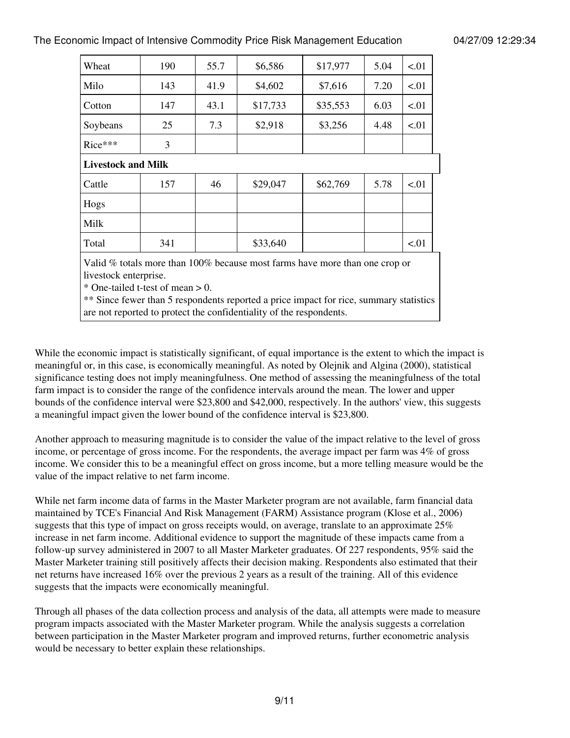| Wheat | 190 | 55.7 | $6,586 | $17,977 | 5.04 | <.01 |
|---|---|---|---|---|---|---|
| Milo | 143 | 41.9 | $4,602 | $7,616 | 7.20 | <.01 |
| Cotton | 147 | 43.1 | $17,733 | $35,553 | 6.03 | <.01 |
| Soybeans | 25 | 7.3 | $2,918 | $3,256 | 4.48 | <.01 |
| Rice*** | 3 | | | | | |
| **Livestock and Milk** | | | | | | |
| Cattle | 157 | 46 | $29,047 | $62,769 | 5.78 | <.01 |
| Hogs | | | | | | |
| Milk | | | | | | |
| Total | 341 | | $33,640 | | | <.01 |

Valid % totals more than 100% because most farms have more than one crop or livestock enterprise.
* One-tailed t-test of mean > 0.
** Since fewer than 5 respondents reported a price impact for rice, summary statistics are not reported to protect the confidentiality of the respondents.

While the economic impact is statistically significant, of equal importance is the extent to which the impact is meaningful or, in this case, is economically meaningful. As noted by Olejnik and Algina (2000), statistical significance testing does not imply meaningfulness. One method of assessing the meaningfulness of the total farm impact is to consider the range of the confidence intervals around the mean. The lower and upper bounds of the confidence interval were $23,800 and $42,000, respectively. In the authors' view, this suggests a meaningful impact given the lower bound of the confidence interval is $23,800.

Another approach to measuring magnitude is to consider the value of the impact relative to the level of gross income, or percentage of gross income. For the respondents, the average impact per farm was 4% of gross income. We consider this to be a meaningful effect on gross income, but a more telling measure would be the value of the impact relative to net farm income.

While net farm income data of farms in the Master Marketer program are not available, farm financial data maintained by TCE's Financial And Risk Management (FARM) Assistance program (Klose et al., 2006) suggests that this type of impact on gross receipts would, on average, translate to an approximate 25% increase in net farm income. Additional evidence to support the magnitude of these impacts came from a follow-up survey administered in 2007 to all Master Marketer graduates. Of 227 respondents, 95% said the Master Marketer training still positively affects their decision making. Respondents also estimated that their net returns have increased 16% over the previous 2 years as a result of the training. All of this evidence suggests that the impacts were economically meaningful.

Through all phases of the data collection process and analysis of the data, all attempts were made to measure program impacts associated with the Master Marketer program. While the analysis suggests a correlation between participation in the Master Marketer program and improved returns, further econometric analysis would be necessary to better explain these relationships.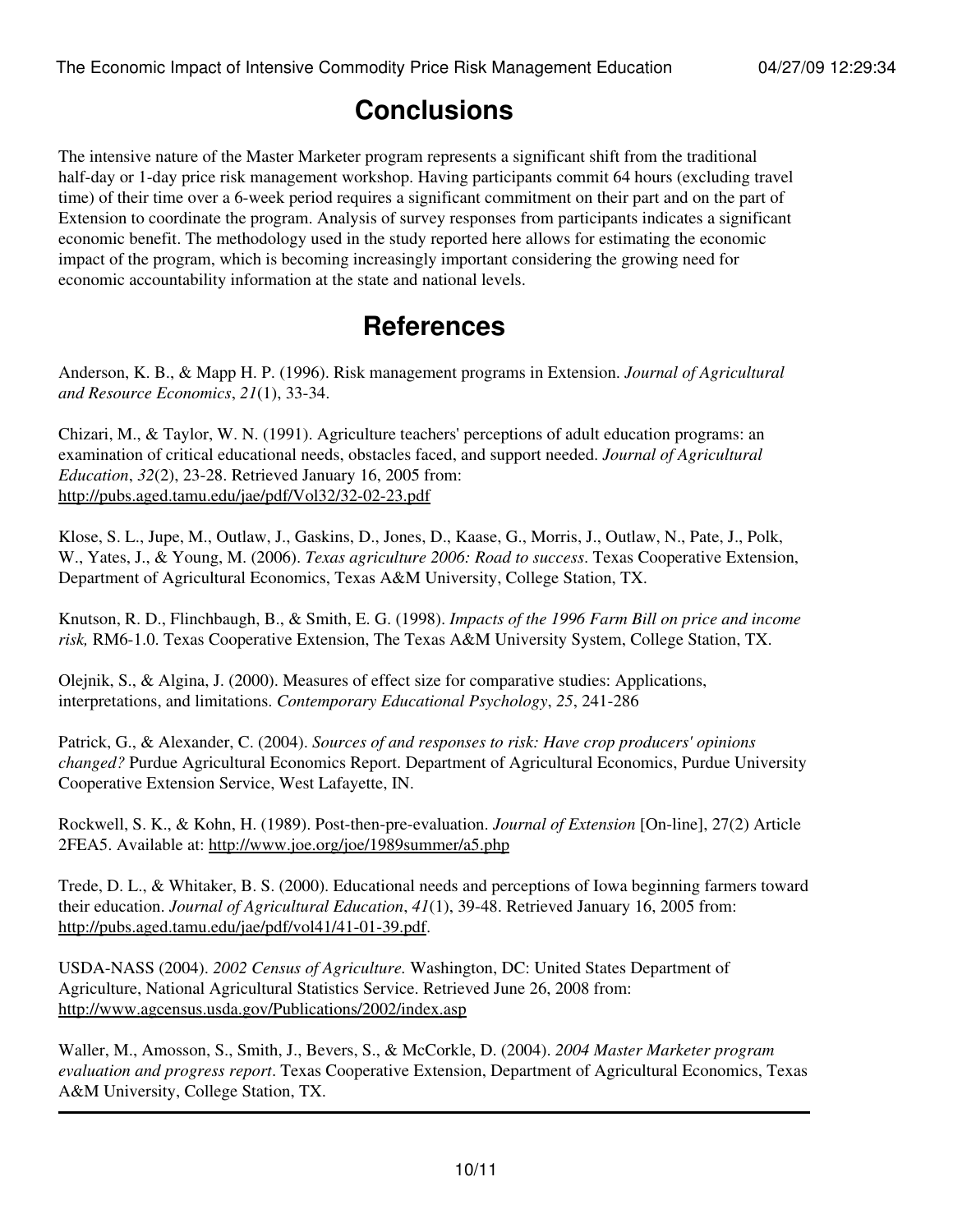## Conclusions

The intensive nature of the Master Marketer program represents a significant shift from the traditional half-day or 1-day price risk management workshop. Having participants commit 64 hours (excluding travel time) of their time over a 6-week period requires a significant commitment on their part and on the part of Extension to coordinate the program. Analysis of survey responses from participants indicates a significant economic benefit. The methodology used in the study reported here allows for estimating the economic impact of the program, which is becoming increasingly important considering the growing need for economic accountability information at the state and national levels.

## References

Anderson, K. B., & Mapp H. P. (1996). Risk management programs in Extension. *Journal of Agricultural and Resource Economics*, *21*(1), 33-34.

Chizari, M., & Taylor, W. N. (1991). Agriculture teachers' perceptions of adult education programs: an examination of critical educational needs, obstacles faced, and support needed. *Journal of Agricultural Education*, *32*(2), 23-28. Retrieved January 16, 2005 from: http://pubs.aged.tamu.edu/jae/pdf/Vol32/32-02-23.pdf

Klose, S. L., Jupe, M., Outlaw, J., Gaskins, D., Jones, D., Kaase, G., Morris, J., Outlaw, N., Pate, J., Polk, W., Yates, J., & Young, M. (2006). *Texas agriculture 2006: Road to success*. Texas Cooperative Extension, Department of Agricultural Economics, Texas A&M University, College Station, TX.

Knutson, R. D., Flinchbaugh, B., & Smith, E. G. (1998). *Impacts of the 1996 Farm Bill on price and income risk,* RM6-1.0. Texas Cooperative Extension, The Texas A&M University System, College Station, TX.

Olejnik, S., & Algina, J. (2000). Measures of effect size for comparative studies: Applications, interpretations, and limitations. *Contemporary Educational Psychology*, *25*, 241-286

Patrick, G., & Alexander, C. (2004). *Sources of and responses to risk: Have crop producers' opinions changed?* Purdue Agricultural Economics Report. Department of Agricultural Economics, Purdue University Cooperative Extension Service, West Lafayette, IN.

Rockwell, S. K., & Kohn, H. (1989). Post-then-pre-evaluation. *Journal of Extension* [On-line], 27(2) Article 2FEA5. Available at: http://www.joe.org/joe/1989summer/a5.php

Trede, D. L., & Whitaker, B. S. (2000). Educational needs and perceptions of Iowa beginning farmers toward their education. *Journal of Agricultural Education*, *41*(1), 39-48. Retrieved January 16, 2005 from: http://pubs.aged.tamu.edu/jae/pdf/vol41/41-01-39.pdf.

USDA-NASS (2004). *2002 Census of Agriculture.* Washington, DC: United States Department of Agriculture, National Agricultural Statistics Service. Retrieved June 26, 2008 from: http://www.agcensus.usda.gov/Publications/2002/index.asp

Waller, M., Amosson, S., Smith, J., Bevers, S., & McCorkle, D. (2004). *2004 Master Marketer program evaluation and progress report*. Texas Cooperative Extension, Department of Agricultural Economics, Texas A&M University, College Station, TX.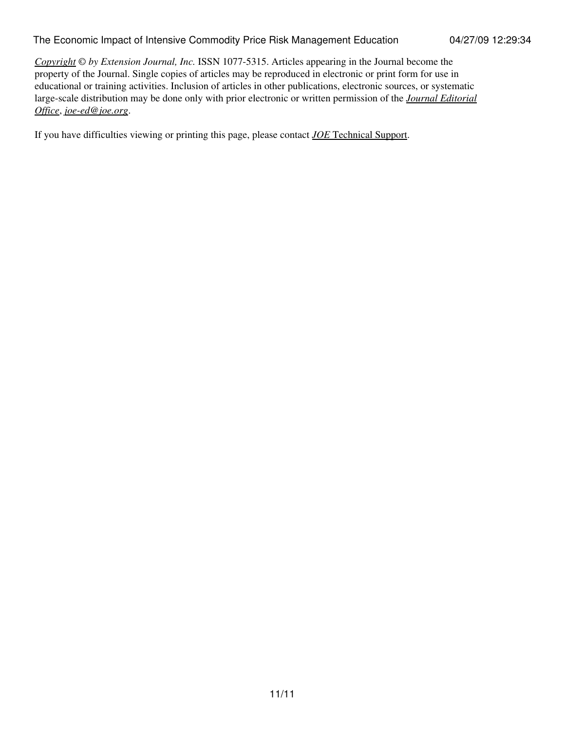*Copyright* © *by Extension Journal, Inc.* ISSN 1077-5315. Articles appearing in the Journal become the property of the Journal. Single copies of articles may be reproduced in electronic or print form for use in educational or training activities. Inclusion of articles in other publications, electronic sources, or systematic large-scale distribution may be done only with prior electronic or written permission of the *Journal Editorial Office*, *joe-ed@joe.org*.

If you have difficulties viewing or printing this page, please contact *JOE* Technical Support.